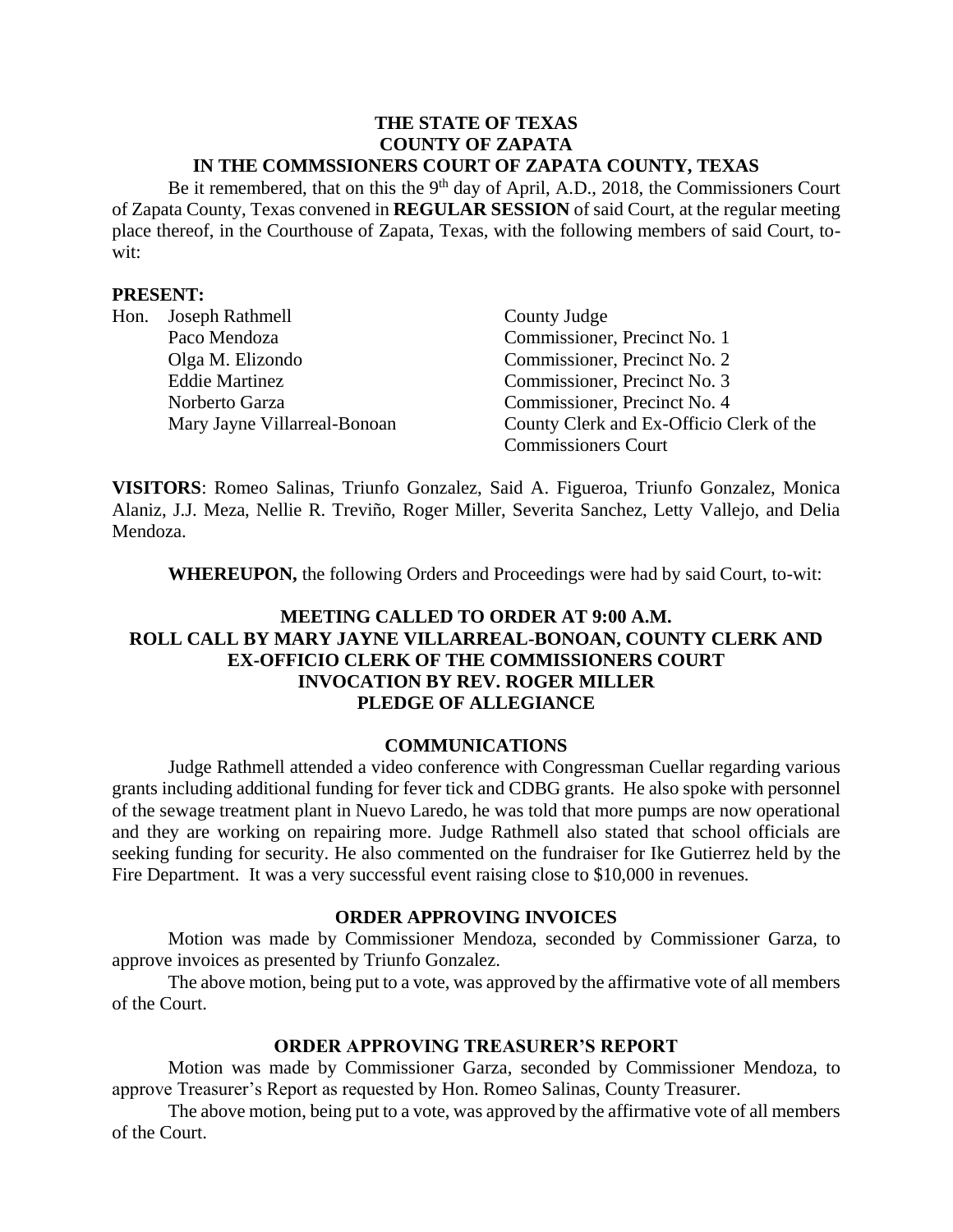**THE STATE OF TEXAS**
**COUNTY OF ZAPATA**
**IN THE COMMSSIONERS COURT OF ZAPATA COUNTY, TEXAS**

Be it remembered, that on this the 9th day of April, A.D., 2018, the Commissioners Court of Zapata County, Texas convened in **REGULAR SESSION** of said Court, at the regular meeting place thereof, in the Courthouse of Zapata, Texas, with the following members of said Court, to-wit:

**PRESENT:**

| | |
|---|---|
| Hon. Joseph Rathmell | County Judge |
| Paco Mendoza | Commissioner, Precinct No. 1 |
| Olga M. Elizondo | Commissioner, Precinct No. 2 |
| Eddie Martinez | Commissioner, Precinct No. 3 |
| Norberto Garza | Commissioner, Precinct No. 4 |
| Mary Jayne Villarreal-Bonoan | County Clerk and Ex-Officio Clerk of the Commissioners Court |

**VISITORS**: Romeo Salinas, Triunfo Gonzalez, Said A. Figueroa, Triunfo Gonzalez, Monica Alaniz, J.J. Meza, Nellie R. Treviño, Roger Miller, Severita Sanchez, Letty Vallejo, and Delia Mendoza.

**WHEREUPON,** the following Orders and Proceedings were had by said Court, to-wit:

**MEETING CALLED TO ORDER AT 9:00 A.M.**
**ROLL CALL BY MARY JAYNE VILLARREAL-BONOAN, COUNTY CLERK AND EX-OFFICIO CLERK OF THE COMMISSIONERS COURT**
**INVOCATION BY REV. ROGER MILLER**
**PLEDGE OF ALLEGIANCE**

**COMMUNICATIONS**

Judge Rathmell attended a video conference with Congressman Cuellar regarding various grants including additional funding for fever tick and CDBG grants. He also spoke with personnel of the sewage treatment plant in Nuevo Laredo, he was told that more pumps are now operational and they are working on repairing more. Judge Rathmell also stated that school officials are seeking funding for security. He also commented on the fundraiser for Ike Gutierrez held by the Fire Department. It was a very successful event raising close to $10,000 in revenues.

**ORDER APPROVING INVOICES**

Motion was made by Commissioner Mendoza, seconded by Commissioner Garza, to approve invoices as presented by Triunfo Gonzalez.

The above motion, being put to a vote, was approved by the affirmative vote of all members of the Court.

**ORDER APPROVING TREASURER'S REPORT**

Motion was made by Commissioner Garza, seconded by Commissioner Mendoza, to approve Treasurer's Report as requested by Hon. Romeo Salinas, County Treasurer.

The above motion, being put to a vote, was approved by the affirmative vote of all members of the Court.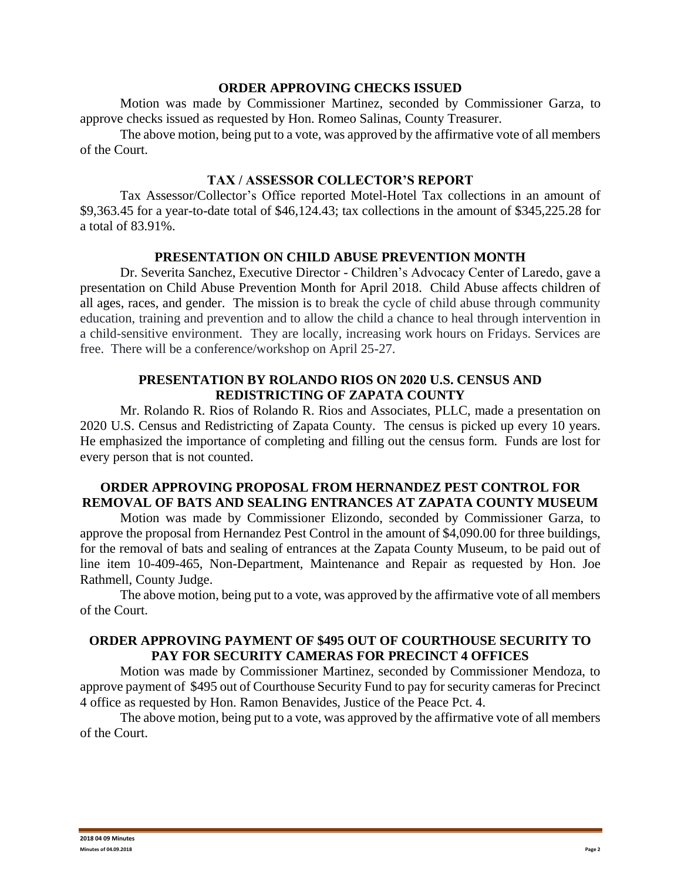## ORDER APPROVING CHECKS ISSUED

Motion was made by Commissioner Martinez, seconded by Commissioner Garza, to approve checks issued as requested by Hon. Romeo Salinas, County Treasurer.

The above motion, being put to a vote, was approved by the affirmative vote of all members of the Court.

## TAX / ASSESSOR COLLECTOR'S REPORT

Tax Assessor/Collector's Office reported Motel-Hotel Tax collections in an amount of $9,363.45 for a year-to-date total of $46,124.43; tax collections in the amount of $345,225.28 for a total of 83.91%.

## PRESENTATION ON CHILD ABUSE PREVENTION MONTH

Dr. Severita Sanchez, Executive Director - Children's Advocacy Center of Laredo, gave a presentation on Child Abuse Prevention Month for April 2018. Child Abuse affects children of all ages, races, and gender. The mission is to break the cycle of child abuse through community education, training and prevention and to allow the child a chance to heal through intervention in a child-sensitive environment. They are locally, increasing work hours on Fridays. Services are free. There will be a conference/workshop on April 25-27.

## PRESENTATION BY ROLANDO RIOS ON 2020 U.S. CENSUS AND REDISTRICTING OF ZAPATA COUNTY

Mr. Rolando R. Rios of Rolando R. Rios and Associates, PLLC, made a presentation on 2020 U.S. Census and Redistricting of Zapata County. The census is picked up every 10 years. He emphasized the importance of completing and filling out the census form. Funds are lost for every person that is not counted.

## ORDER APPROVING PROPOSAL FROM HERNANDEZ PEST CONTROL FOR REMOVAL OF BATS AND SEALING ENTRANCES AT ZAPATA COUNTY MUSEUM

Motion was made by Commissioner Elizondo, seconded by Commissioner Garza, to approve the proposal from Hernandez Pest Control in the amount of $4,090.00 for three buildings, for the removal of bats and sealing of entrances at the Zapata County Museum, to be paid out of line item 10-409-465, Non-Department, Maintenance and Repair as requested by Hon. Joe Rathmell, County Judge.

The above motion, being put to a vote, was approved by the affirmative vote of all members of the Court.

## ORDER APPROVING PAYMENT OF $495 OUT OF COURTHOUSE SECURITY TO PAY FOR SECURITY CAMERAS FOR PRECINCT 4 OFFICES

Motion was made by Commissioner Martinez, seconded by Commissioner Mendoza, to approve payment of $495 out of Courthouse Security Fund to pay for security cameras for Precinct 4 office as requested by Hon. Ramon Benavides, Justice of the Peace Pct. 4.

The above motion, being put to a vote, was approved by the affirmative vote of all members of the Court.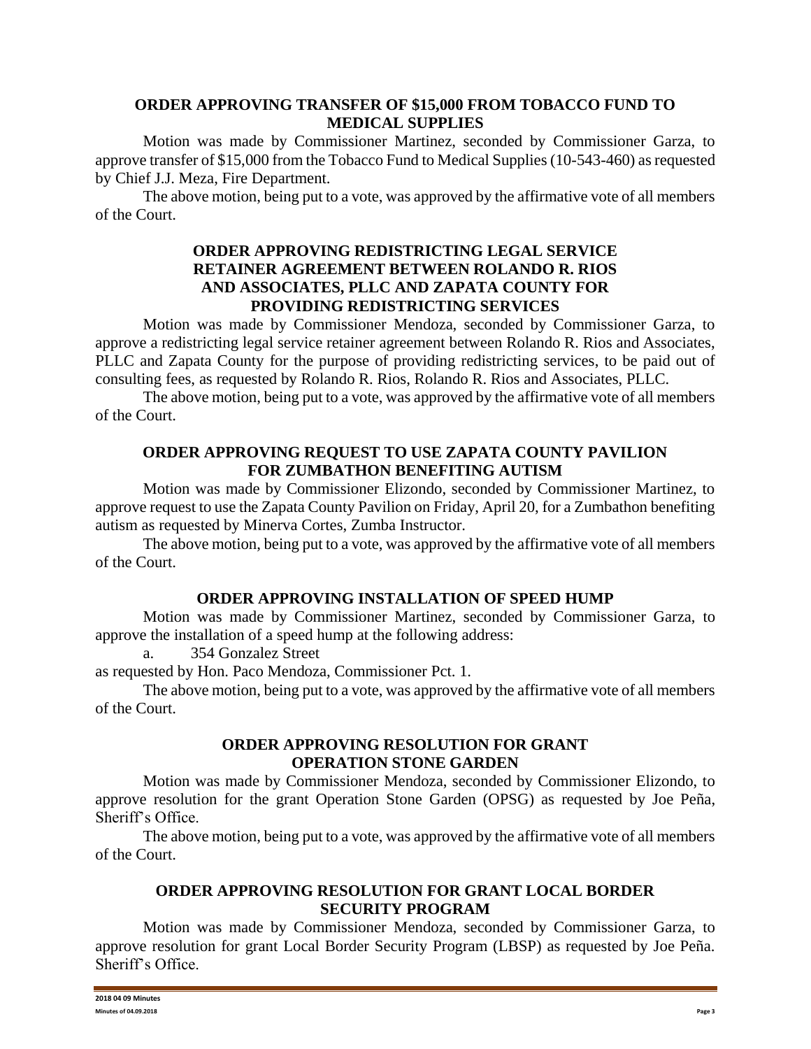### ORDER APPROVING TRANSFER OF $15,000 FROM TOBACCO FUND TO MEDICAL SUPPLIES

Motion was made by Commissioner Martinez, seconded by Commissioner Garza, to approve transfer of $15,000 from the Tobacco Fund to Medical Supplies (10-543-460) as requested by Chief J.J. Meza, Fire Department.

The above motion, being put to a vote, was approved by the affirmative vote of all members of the Court.

### ORDER APPROVING REDISTRICTING LEGAL SERVICE RETAINER AGREEMENT BETWEEN ROLANDO R. RIOS AND ASSOCIATES, PLLC AND ZAPATA COUNTY FOR PROVIDING REDISTRICTING SERVICES

Motion was made by Commissioner Mendoza, seconded by Commissioner Garza, to approve a redistricting legal service retainer agreement between Rolando R. Rios and Associates, PLLC and Zapata County for the purpose of providing redistricting services, to be paid out of consulting fees, as requested by Rolando R. Rios, Rolando R. Rios and Associates, PLLC.

The above motion, being put to a vote, was approved by the affirmative vote of all members of the Court.

### ORDER APPROVING REQUEST TO USE ZAPATA COUNTY PAVILION FOR ZUMBATHON BENEFITING AUTISM

Motion was made by Commissioner Elizondo, seconded by Commissioner Martinez, to approve request to use the Zapata County Pavilion on Friday, April 20, for a Zumbathon benefiting autism as requested by Minerva Cortes, Zumba Instructor.

The above motion, being put to a vote, was approved by the affirmative vote of all members of the Court.

### ORDER APPROVING INSTALLATION OF SPEED HUMP

Motion was made by Commissioner Martinez, seconded by Commissioner Garza, to approve the installation of a speed hump at the following address:

a. 354 Gonzalez Street

as requested by Hon. Paco Mendoza, Commissioner Pct. 1.

The above motion, being put to a vote, was approved by the affirmative vote of all members of the Court.

### ORDER APPROVING RESOLUTION FOR GRANT OPERATION STONE GARDEN

Motion was made by Commissioner Mendoza, seconded by Commissioner Elizondo, to approve resolution for the grant Operation Stone Garden (OPSG) as requested by Joe Peña, Sheriff's Office.

The above motion, being put to a vote, was approved by the affirmative vote of all members of the Court.

### ORDER APPROVING RESOLUTION FOR GRANT LOCAL BORDER SECURITY PROGRAM

Motion was made by Commissioner Mendoza, seconded by Commissioner Garza, to approve resolution for grant Local Border Security Program (LBSP) as requested by Joe Peña. Sheriff's Office.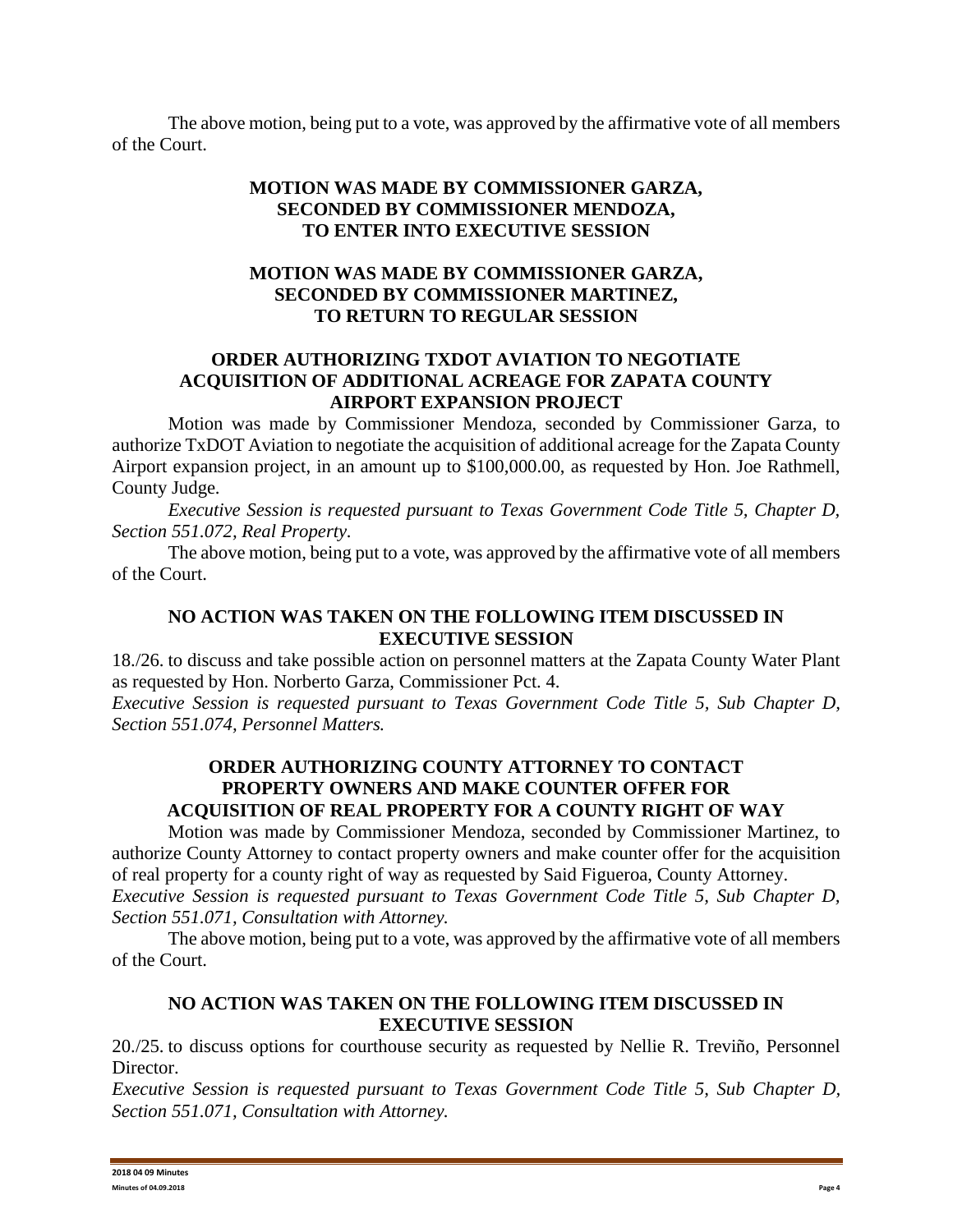The above motion, being put to a vote, was approved by the affirmative vote of all members of the Court.

**MOTION WAS MADE BY COMMISSIONER GARZA, SECONDED BY COMMISSIONER MENDOZA, TO ENTER INTO EXECUTIVE SESSION**

**MOTION WAS MADE BY COMMISSIONER GARZA, SECONDED BY COMMISSIONER MARTINEZ, TO RETURN TO REGULAR SESSION**

**ORDER AUTHORIZING TXDOT AVIATION TO NEGOTIATE ACQUISITION OF ADDITIONAL ACREAGE FOR ZAPATA COUNTY AIRPORT EXPANSION PROJECT**

Motion was made by Commissioner Mendoza, seconded by Commissioner Garza, to authorize TxDOT Aviation to negotiate the acquisition of additional acreage for the Zapata County Airport expansion project, in an amount up to $100,000.00, as requested by Hon. Joe Rathmell, County Judge.

*Executive Session is requested pursuant to Texas Government Code Title 5, Chapter D, Section 551.072, Real Property.*

The above motion, being put to a vote, was approved by the affirmative vote of all members of the Court.

**NO ACTION WAS TAKEN ON THE FOLLOWING ITEM DISCUSSED IN EXECUTIVE SESSION**

18./26. to discuss and take possible action on personnel matters at the Zapata County Water Plant as requested by Hon. Norberto Garza, Commissioner Pct. 4.

*Executive Session is requested pursuant to Texas Government Code Title 5, Sub Chapter D, Section 551.074, Personnel Matters.*

**ORDER AUTHORIZING COUNTY ATTORNEY TO CONTACT PROPERTY OWNERS AND MAKE COUNTER OFFER FOR ACQUISITION OF REAL PROPERTY FOR A COUNTY RIGHT OF WAY**

Motion was made by Commissioner Mendoza, seconded by Commissioner Martinez, to authorize County Attorney to contact property owners and make counter offer for the acquisition of real property for a county right of way as requested by Said Figueroa, County Attorney.

*Executive Session is requested pursuant to Texas Government Code Title 5, Sub Chapter D, Section 551.071, Consultation with Attorney.*

The above motion, being put to a vote, was approved by the affirmative vote of all members of the Court.

**NO ACTION WAS TAKEN ON THE FOLLOWING ITEM DISCUSSED IN EXECUTIVE SESSION**

20./25. to discuss options for courthouse security as requested by Nellie R. Treviño, Personnel Director.

*Executive Session is requested pursuant to Texas Government Code Title 5, Sub Chapter D, Section 551.071, Consultation with Attorney.*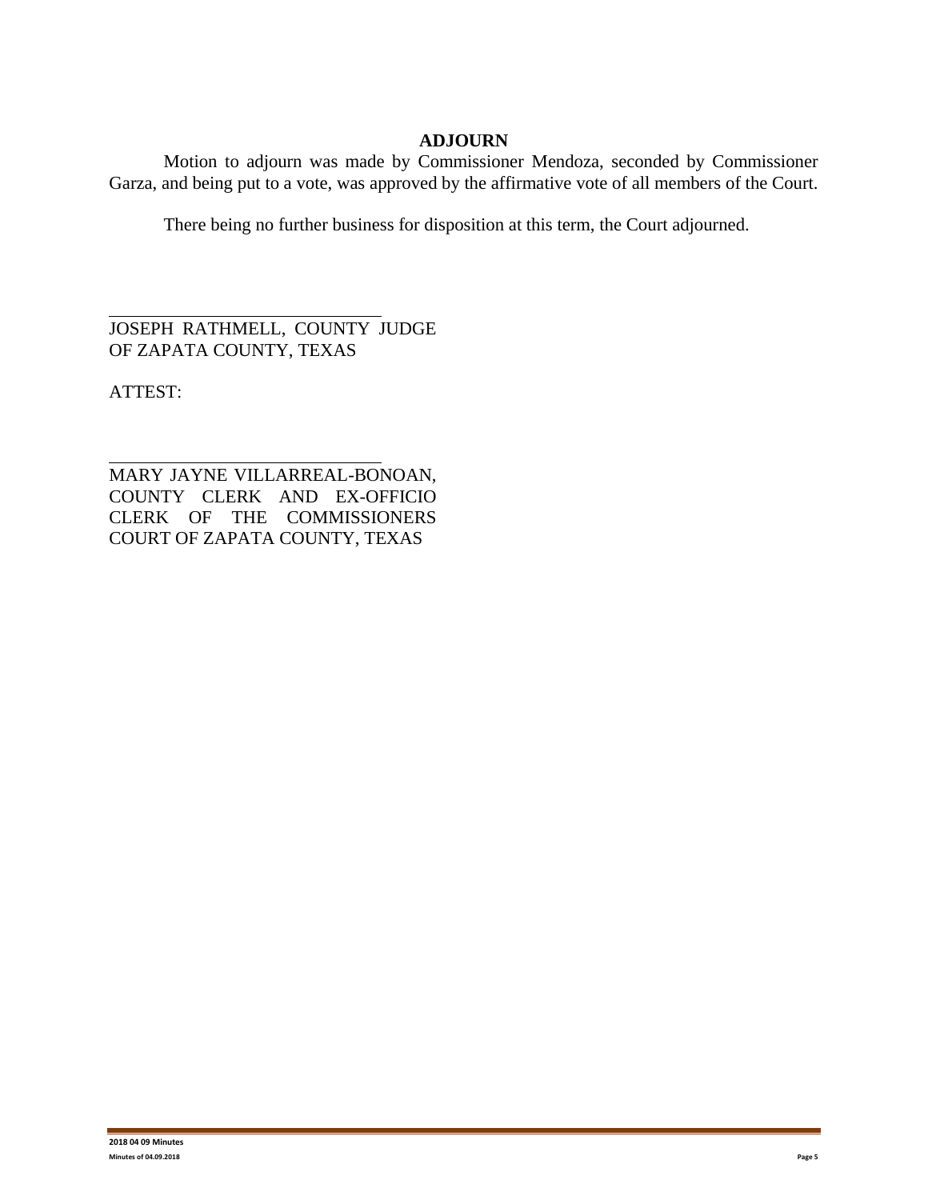**ADJOURN**

Motion to adjourn was made by Commissioner Mendoza, seconded by Commissioner Garza, and being put to a vote, was approved by the affirmative vote of all members of the Court.

There being no further business for disposition at this term, the Court adjourned.

\_\_\_\_\_\_\_\_\_\_\_\_\_\_\_\_\_\_\_\_\_\_\_\_\_\_\_\_\_\_

JOSEPH RATHMELL, COUNTY JUDGE
OF ZAPATA COUNTY, TEXAS

ATTEST:

\_\_\_\_\_\_\_\_\_\_\_\_\_\_\_\_\_\_\_\_\_\_\_\_\_\_\_\_\_\_

MARY JAYNE VILLARREAL-BONOAN,
COUNTY CLERK AND EX-OFFICIO
CLERK OF THE COMMISSIONERS
COURT OF ZAPATA COUNTY, TEXAS